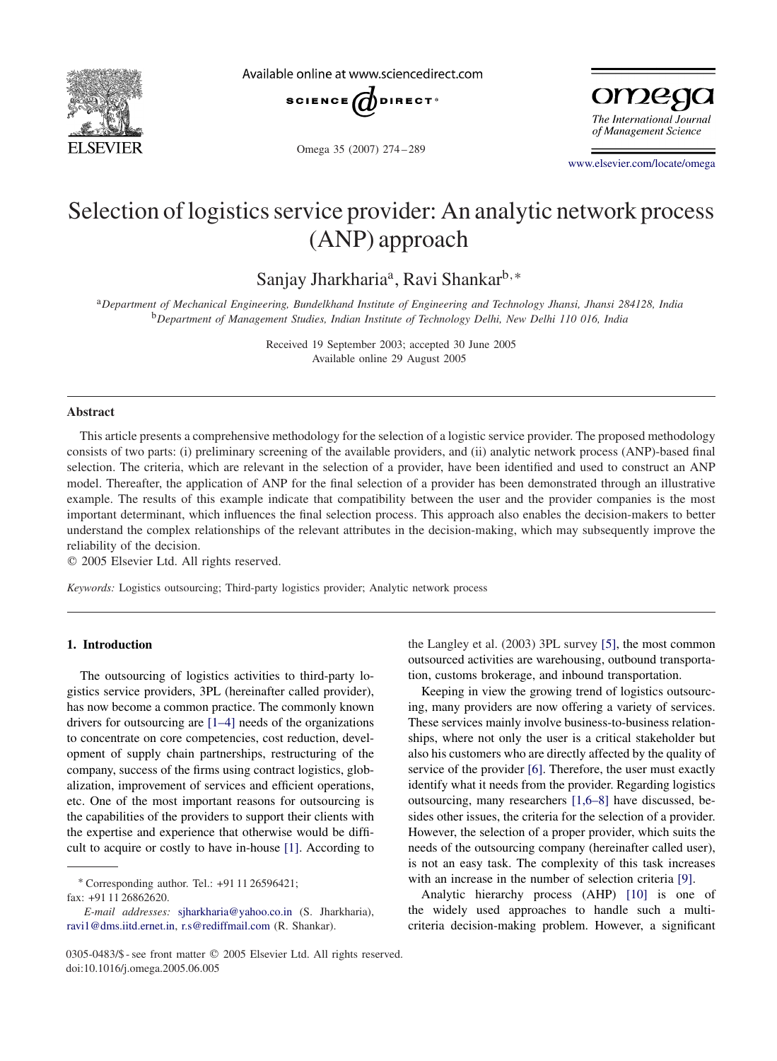# Selection of logistics service provider: An analytic network process (ANP) approach

Sanjay Jharkharia[a], Ravi Shankar[b,*]

[a]*Department of Mechanical Engineering, Bundelkhand Institute of Engineering and Technology Jhansi, Jhansi 284128, India*
[b]*Department of Management Studies, Indian Institute of Technology Delhi, New Delhi 110 016, India*

Received 19 September 2003; accepted 30 June 2005
Available online 29 August 2005

## Abstract

This article presents a comprehensive methodology for the selection of a logistic service provider. The proposed methodology consists of two parts: (i) preliminary screening of the available providers, and (ii) analytic network process (ANP)-based final selection. The criteria, which are relevant in the selection of a provider, have been identified and used to construct an ANP model. Thereafter, the application of ANP for the final selection of a provider has been demonstrated through an illustrative example. The results of this example indicate that compatibility between the user and the provider companies is the most important determinant, which influences the final selection process. This approach also enables the decision-makers to better understand the complex relationships of the relevant attributes in the decision-making, which may subsequently improve the reliability of the decision.

© 2005 Elsevier Ltd. All rights reserved.

*Keywords:* Logistics outsourcing; Third-party logistics provider; Analytic network process

## 1. Introduction

The outsourcing of logistics activities to third-party logistics service providers, 3PL (hereinafter called provider), has now become a common practice. The commonly known drivers for outsourcing are [1–4] needs of the organizations to concentrate on core competencies, cost reduction, development of supply chain partnerships, restructuring of the company, success of the firms using contract logistics, globalization, improvement of services and efficient operations, etc. One of the most important reasons for outsourcing is the capabilities of the providers to support their clients with the expertise and experience that otherwise would be difficult to acquire or costly to have in-house [1]. According to the Langley et al. (2003) 3PL survey [5], the most common outsourced activities are warehousing, outbound transportation, customs brokerage, and inbound transportation.

Keeping in view the growing trend of logistics outsourcing, many providers are now offering a variety of services. These services mainly involve business-to-business relationships, where not only the user is a critical stakeholder but also his customers who are directly affected by the quality of service of the provider [6]. Therefore, the user must exactly identify what it needs from the provider. Regarding logistics outsourcing, many researchers [1,6–8] have discussed, besides other issues, the criteria for the selection of a provider. However, the selection of a proper provider, which suits the needs of the outsourcing company (hereinafter called user), is not an easy task. The complexity of this task increases with an increase in the number of selection criteria [9].

Analytic hierarchy process (AHP) [10] is one of the widely used approaches to handle such a multi-criteria decision-making problem. However, a significant

---

\* Corresponding author. Tel.: +91 11 26596421; fax: +91 11 26862620.

*E-mail addresses:* sjharkharia@yahoo.co.in (S. Jharkharia), ravi1@dms.iitd.ernet.in, r.s@rediffmail.com (R. Shankar).

0305-0483/$ - see front matter © 2005 Elsevier Ltd. All rights reserved.
doi:10.1016/j.omega.2005.06.005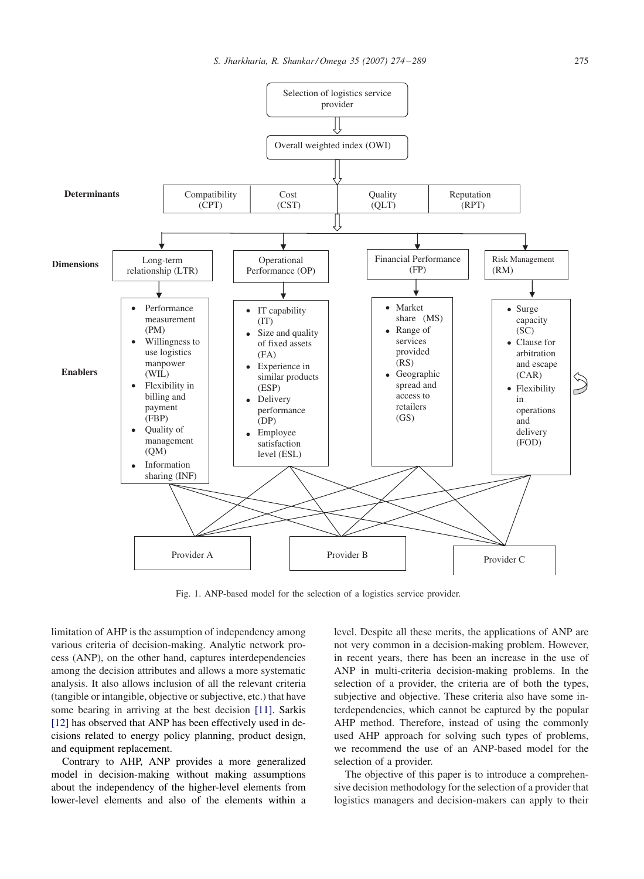**Selection of logistics service provider**

**Overall weighted index (OWI)**

**Determinants**: Compatibility (CPT) | Cost (CST) | Quality (QLT) | Reputation (RPT)

**Dimensions** and **Enablers**:

- **Long-term relationship (LTR)**
  - Performance measurement (PM)
  - Willingness to use logistics manpower (WIL)
  - Flexibility in billing and payment (FBP)
  - Quality of management (QM)
  - Information sharing (INF)
- **Operational Performance (OP)**
  - IT capability (IT)
  - Size and quality of fixed assets (FA)
  - Experience in similar products (ESP)
  - Delivery performance (DP)
  - Employee satisfaction level (ESL)
- **Financial Performance (FP)**
  - Market share (MS)
  - Range of services provided (RS)
  - Geographic spread and access to retailers (GS)
- **Risk Management (RM)**
  - Surge capacity (SC)
  - Clause for arbitration and escape (CAR)
  - Flexibility in operations and delivery (FOD)

Provider A | Provider B | Provider C

Fig. 1. ANP-based model for the selection of a logistics service provider.

limitation of AHP is the assumption of independency among various criteria of decision-making. Analytic network process (ANP), on the other hand, captures interdependencies among the decision attributes and allows a more systematic analysis. It also allows inclusion of all the relevant criteria (tangible or intangible, objective or subjective, etc.) that have some bearing in arriving at the best decision [11]. Sarkis [12] has observed that ANP has been effectively used in decisions related to energy policy planning, product design, and equipment replacement.

Contrary to AHP, ANP provides a more generalized model in decision-making without making assumptions about the independency of the higher-level elements from lower-level elements and also of the elements within a level. Despite all these merits, the applications of ANP are not very common in a decision-making problem. However, in recent years, there has been an increase in the use of ANP in multi-criteria decision-making problems. In the selection of a provider, the criteria are of both the types, subjective and objective. These criteria also have some interdependencies, which cannot be captured by the popular AHP method. Therefore, instead of using the commonly used AHP approach for solving such types of problems, we recommend the use of an ANP-based model for the selection of a provider.

The objective of this paper is to introduce a comprehensive decision methodology for the selection of a provider that logistics managers and decision-makers can apply to their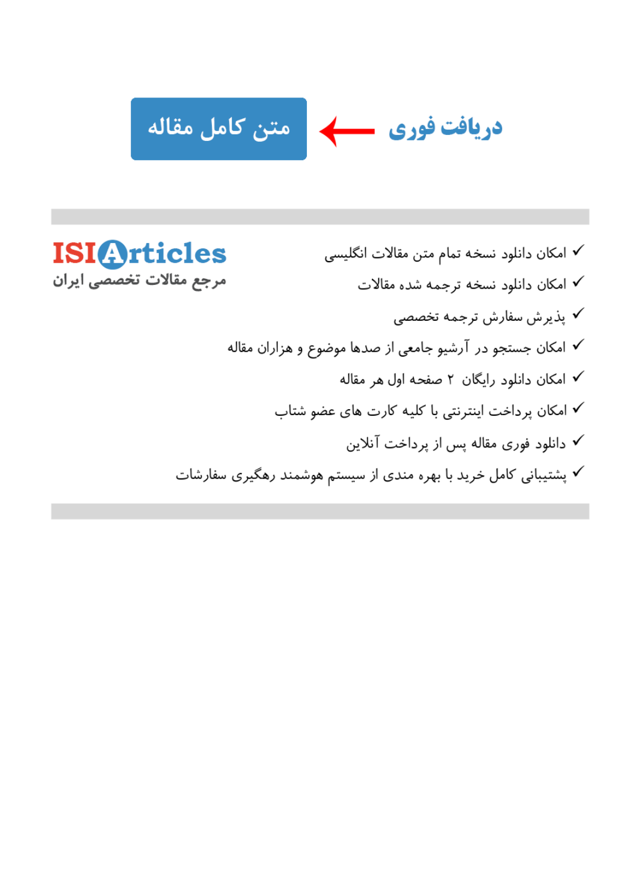دریافت فوری ← **متن کامل مقاله**

**ISIArticles**
مرجع مقالات تخصصی ایران

- ✓ امکان دانلود نسخه تمام متن مقالات انگلیسی
- ✓ امکان دانلود نسخه ترجمه شده مقالات
- ✓ پذیرش سفارش ترجمه تخصصی
- ✓ امکان جستجو در آرشیو جامعی از صدها موضوع و هزاران مقاله
- ✓ امکان دانلود رایگان ۲ صفحه اول هر مقاله
- ✓ امکان پرداخت اینترنتی با کلیه کارت های عضو شتاب
- ✓ دانلود فوری مقاله پس از پرداخت آنلاین
- ✓ پشتیبانی کامل خرید با بهره مندی از سیستم هوشمند رهگیری سفارشات